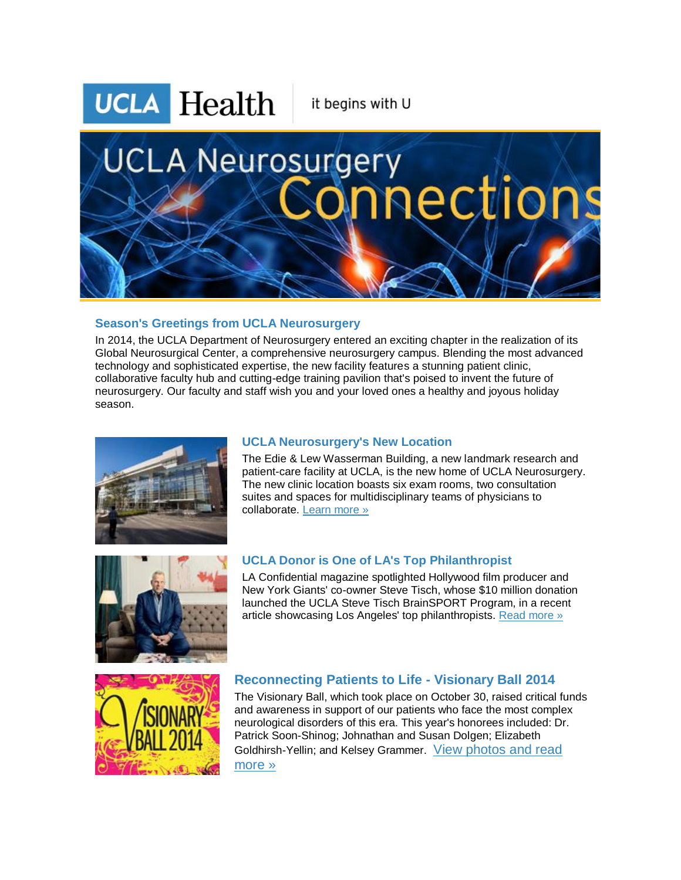UCLA Health | it begins with U

# UCLA Neurosurgery Connections

## Season's Greetings from UCLA Neurosurgery

In 2014, the UCLA Department of Neurosurgery entered an exciting chapter in the realization of its Global Neurosurgical Center, a comprehensive neurosurgery campus. Blending the most advanced technology and sophisticated expertise, the new facility features a stunning patient clinic, collaborative faculty hub and cutting-edge training pavilion that's poised to invent the future of neurosurgery. Our faculty and staff wish you and your loved ones a healthy and joyous holiday season.

## UCLA Neurosurgery's New Location

The Edie & Lew Wasserman Building, a new landmark research and patient-care facility at UCLA, is the new home of UCLA Neurosurgery. The new clinic location boasts six exam rooms, two consultation suites and spaces for multidisciplinary teams of physicians to collaborate. Learn more »

## UCLA Donor is One of LA's Top Philanthropist

LA Confidential magazine spotlighted Hollywood film producer and New York Giants' co-owner Steve Tisch, whose $10 million donation launched the UCLA Steve Tisch BrainSPORT Program, in a recent article showcasing Los Angeles' top philanthropists. Read more »

## Reconnecting Patients to Life - Visionary Ball 2014

The Visionary Ball, which took place on October 30, raised critical funds and awareness in support of our patients who face the most complex neurological disorders of this era. This year's honorees included: Dr. Patrick Soon-Shinog; Johnathan and Susan Dolgen; Elizabeth Goldhirsh-Yellin; and Kelsey Grammer. View photos and read more »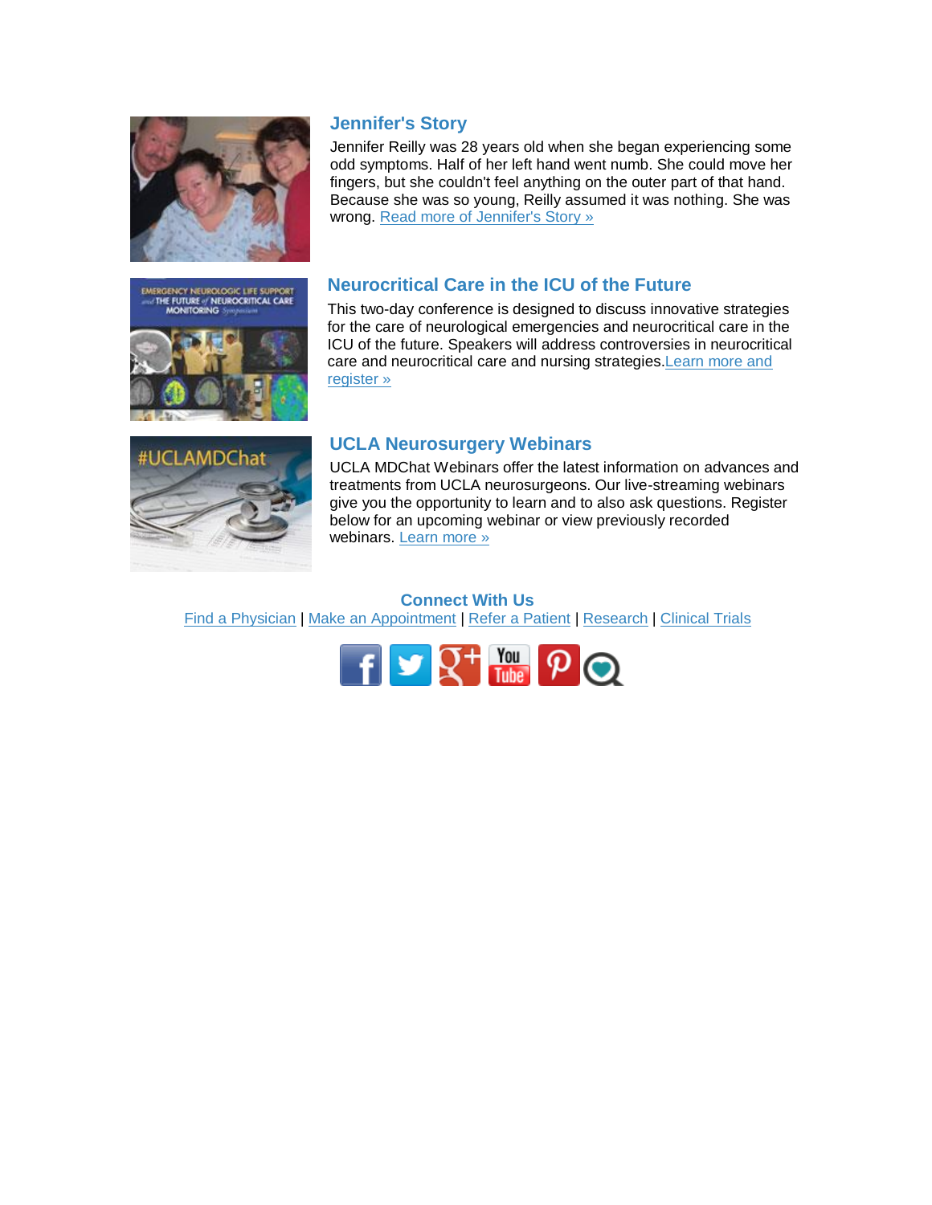## Jennifer's Story

Jennifer Reilly was 28 years old when she began experiencing some odd symptoms. Half of her left hand went numb. She could move her fingers, but she couldn't feel anything on the outer part of that hand. Because she was so young, Reilly assumed it was nothing. She was wrong. Read more of Jennifer's Story »

## Neurocritical Care in the ICU of the Future

This two-day conference is designed to discuss innovative strategies for the care of neurological emergencies and neurocritical care in the ICU of the future. Speakers will address controversies in neurocritical care and neurocritical care and nursing strategies. Learn more and register »

## UCLA Neurosurgery Webinars

UCLA MDChat Webinars offer the latest information on advances and treatments from UCLA neurosurgeons. Our live-streaming webinars give you the opportunity to learn and to also ask questions. Register below for an upcoming webinar or view previously recorded webinars. Learn more »

**Connect With Us**

Find a Physician | Make an Appointment | Refer a Patient | Research | Clinical Trials